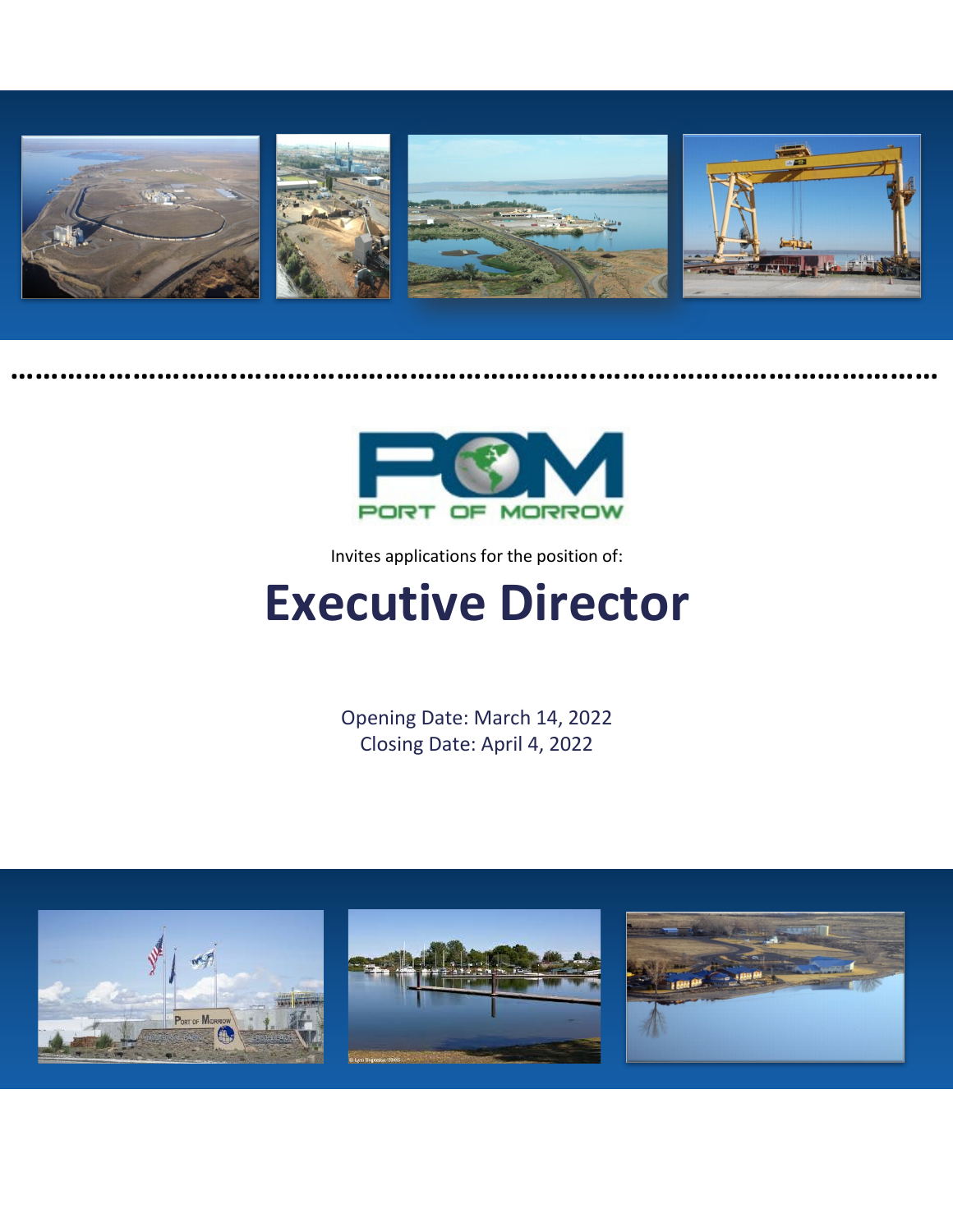PORT OF MORROW

Invites applications for the position of:

# Executive Director

Opening Date: March 14, 2022

Closing Date: April 4, 2022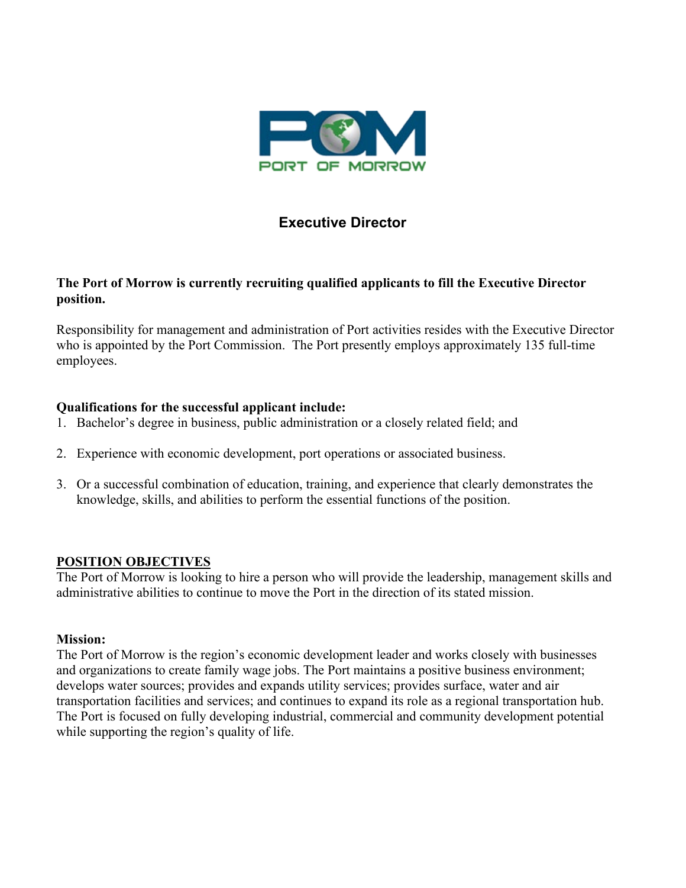PORT OF MORROW

# Executive Director

**The Port of Morrow is currently recruiting qualified applicants to fill the Executive Director position.**

Responsibility for management and administration of Port activities resides with the Executive Director who is appointed by the Port Commission. The Port presently employs approximately 135 full-time employees.

**Qualifications for the successful applicant include:**

1. Bachelor's degree in business, public administration or a closely related field; and
2. Experience with economic development, port operations or associated business.
3. Or a successful combination of education, training, and experience that clearly demonstrates the knowledge, skills, and abilities to perform the essential functions of the position.

## POSITION OBJECTIVES

The Port of Morrow is looking to hire a person who will provide the leadership, management skills and administrative abilities to continue to move the Port in the direction of its stated mission.

**Mission:**

The Port of Morrow is the region's economic development leader and works closely with businesses and organizations to create family wage jobs. The Port maintains a positive business environment; develops water sources; provides and expands utility services; provides surface, water and air transportation facilities and services; and continues to expand its role as a regional transportation hub. The Port is focused on fully developing industrial, commercial and community development potential while supporting the region's quality of life.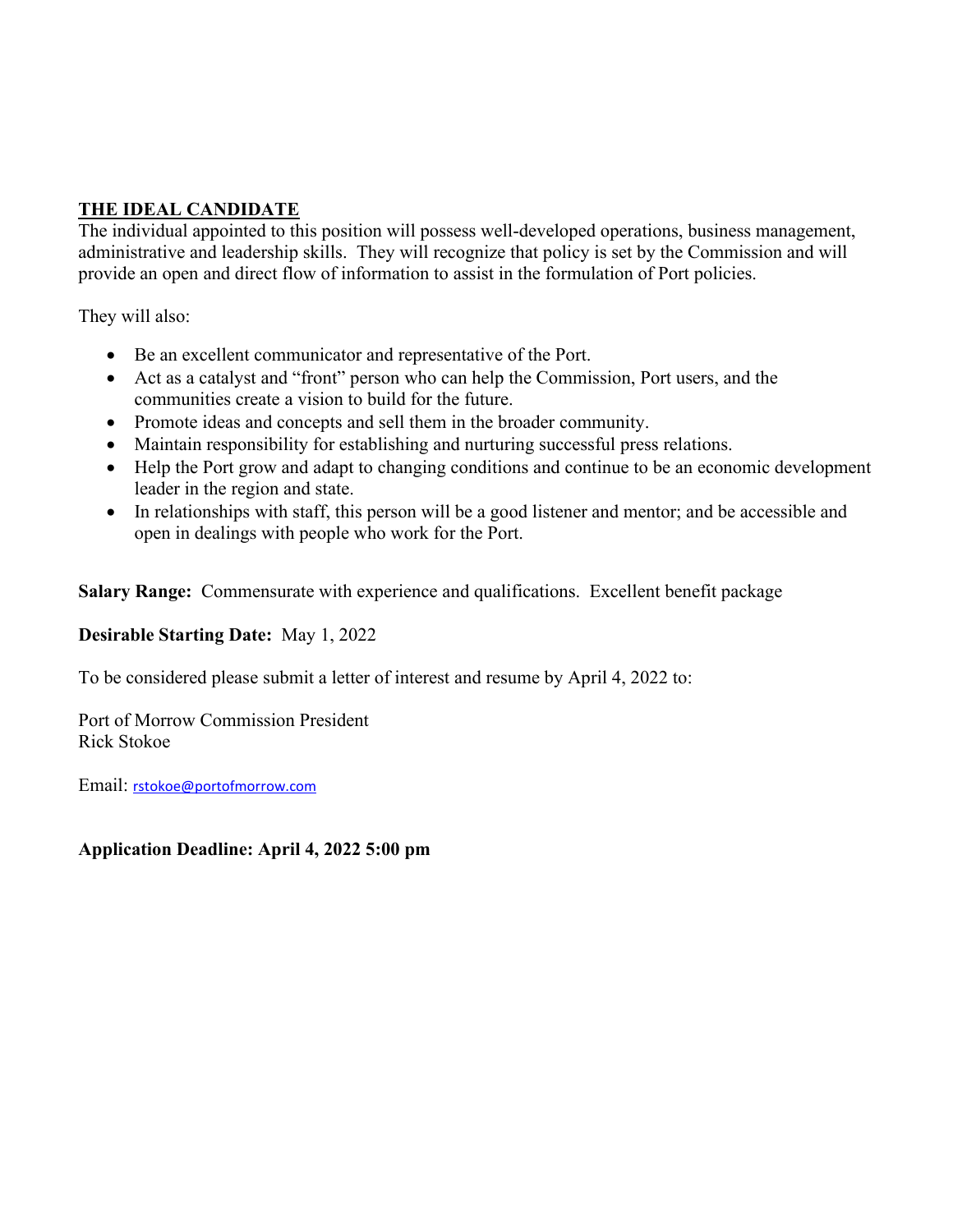## THE IDEAL CANDIDATE

The individual appointed to this position will possess well-developed operations, business management, administrative and leadership skills. They will recognize that policy is set by the Commission and will provide an open and direct flow of information to assist in the formulation of Port policies.

They will also:

- Be an excellent communicator and representative of the Port.
- Act as a catalyst and "front" person who can help the Commission, Port users, and the communities create a vision to build for the future.
- Promote ideas and concepts and sell them in the broader community.
- Maintain responsibility for establishing and nurturing successful press relations.
- Help the Port grow and adapt to changing conditions and continue to be an economic development leader in the region and state.
- In relationships with staff, this person will be a good listener and mentor; and be accessible and open in dealings with people who work for the Port.

**Salary Range:** Commensurate with experience and qualifications. Excellent benefit package

**Desirable Starting Date:** May 1, 2022

To be considered please submit a letter of interest and resume by April 4, 2022 to:

Port of Morrow Commission President
Rick Stokoe

Email: rstokoe@portofmorrow.com

**Application Deadline: April 4, 2022 5:00 pm**